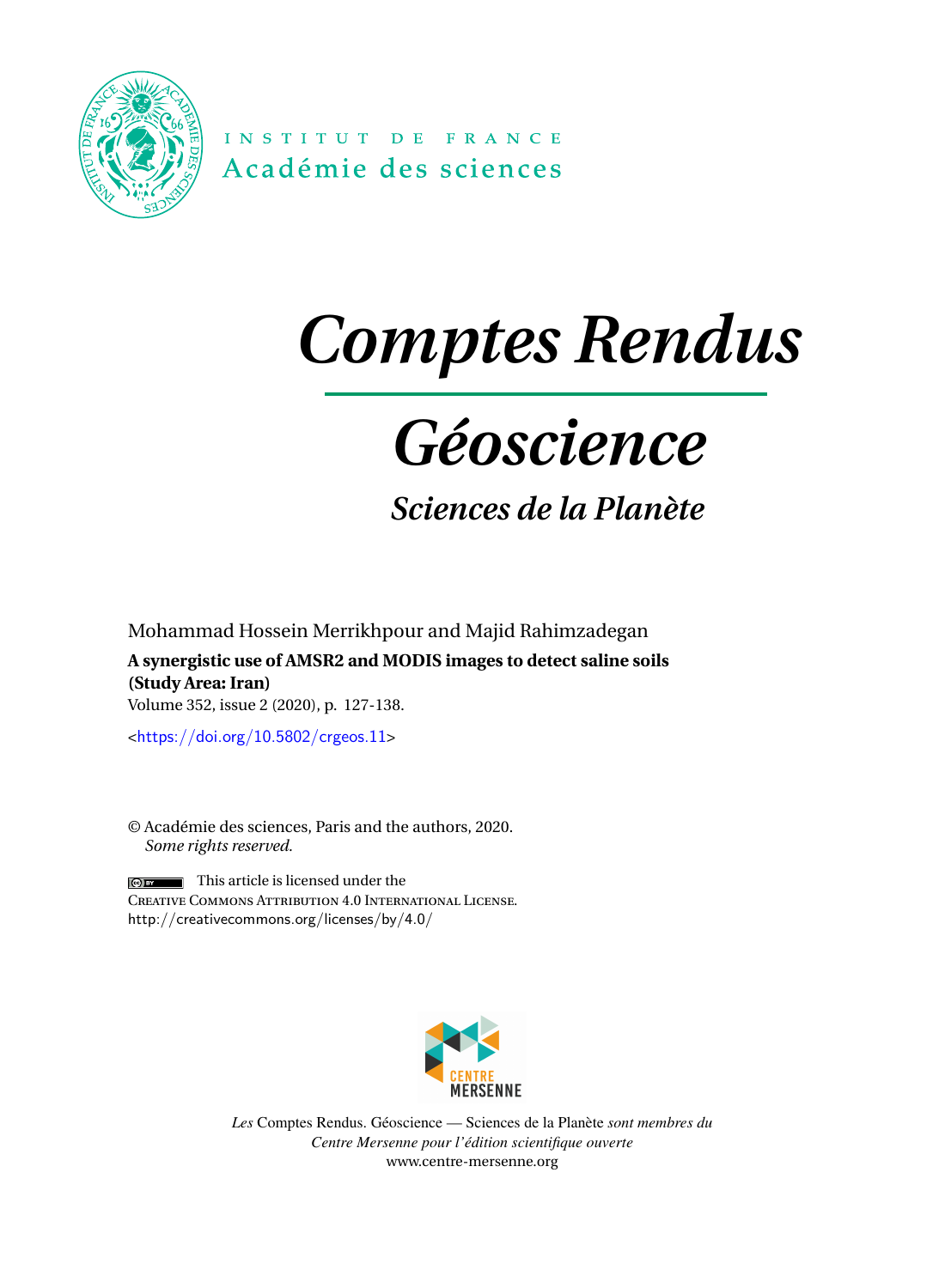INSTITUT DE FRANCE
Académie des sciences

# *Comptes Rendus*

# *Géoscience*

## *Sciences de la Planète*

Mohammad Hossein Merrikhpour and Majid Rahimzadegan

**A synergistic use of AMSR2 and MODIS images to detect saline soils (Study Area: Iran)**

Volume 352, issue 2 (2020), p. 127-138.

<https://doi.org/10.5802/crgeos.11>

© Académie des sciences, Paris and the authors, 2020.
*Some rights reserved.*

This article is licensed under the
Creative Commons Attribution 4.0 International License.
http://creativecommons.org/licenses/by/4.0/

CENTRE MERSENNE

*Les* Comptes Rendus. Géoscience — Sciences de la Planète *sont membres du Centre Mersenne pour l'édition scientifique ouverte*
www.centre-mersenne.org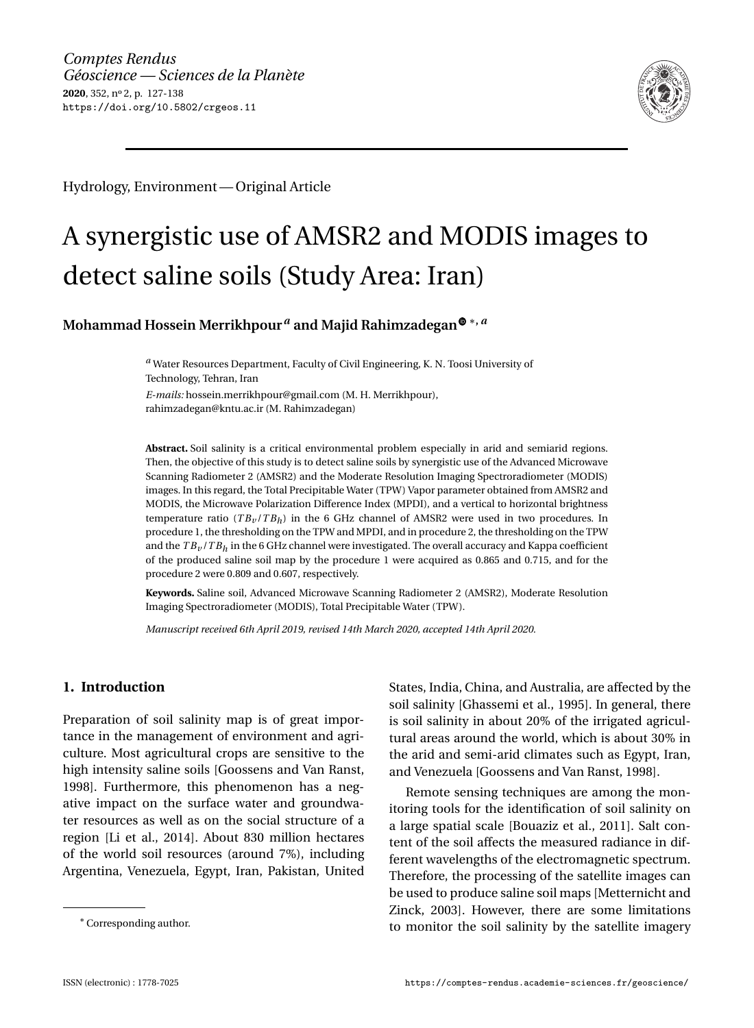Hydrology, Environment — Original Article

# A synergistic use of AMSR2 and MODIS images to detect saline soils (Study Area: Iran)

**Mohammad Hossein Merrikhpour [a] and Majid Rahimzadegan \*, [a]**

[a] Water Resources Department, Faculty of Civil Engineering, K. N. Toosi University of Technology, Tehran, Iran

*E-mails:* hossein.merrikhpour@gmail.com (M. H. Merrikhpour), rahimzadegan@kntu.ac.ir (M. Rahimzadegan)

**Abstract.** Soil salinity is a critical environmental problem especially in arid and semiarid regions. Then, the objective of this study is to detect saline soils by synergistic use of the Advanced Microwave Scanning Radiometer 2 (AMSR2) and the Moderate Resolution Imaging Spectroradiometer (MODIS) images. In this regard, the Total Precipitable Water (TPW) Vapor parameter obtained from AMSR2 and MODIS, the Microwave Polarization Difference Index (MPDI), and a vertical to horizontal brightness temperature ratio ($TB_v/TB_h$) in the 6 GHz channel of AMSR2 were used in two procedures. In procedure 1, the thresholding on the TPW and MPDI, and in procedure 2, the thresholding on the TPW and the $TB_v/TB_h$ in the 6 GHz channel were investigated. The overall accuracy and Kappa coefficient of the produced saline soil map by the procedure 1 were acquired as 0.865 and 0.715, and for the procedure 2 were 0.809 and 0.607, respectively.

**Keywords.** Saline soil, Advanced Microwave Scanning Radiometer 2 (AMSR2), Moderate Resolution Imaging Spectroradiometer (MODIS), Total Precipitable Water (TPW).

*Manuscript received 6th April 2019, revised 14th March 2020, accepted 14th April 2020.*

## 1. Introduction

Preparation of soil salinity map is of great importance in the management of environment and agriculture. Most agricultural crops are sensitive to the high intensity saline soils [Goossens and Van Ranst, 1998]. Furthermore, this phenomenon has a negative impact on the surface water and groundwater resources as well as on the social structure of a region [Li et al., 2014]. About 830 million hectares of the world soil resources (around 7%), including Argentina, Venezuela, Egypt, Iran, Pakistan, United States, India, China, and Australia, are affected by the soil salinity [Ghassemi et al., 1995]. In general, there is soil salinity in about 20% of the irrigated agricultural areas around the world, which is about 30% in the arid and semi-arid climates such as Egypt, Iran, and Venezuela [Goossens and Van Ranst, 1998].

Remote sensing techniques are among the monitoring tools for the identification of soil salinity on a large spatial scale [Bouaziz et al., 2011]. Salt content of the soil affects the measured radiance in different wavelengths of the electromagnetic spectrum. Therefore, the processing of the satellite images can be used to produce saline soil maps [Metternicht and Zinck, 2003]. However, there are some limitations to monitor the soil salinity by the satellite imagery

\* Corresponding author.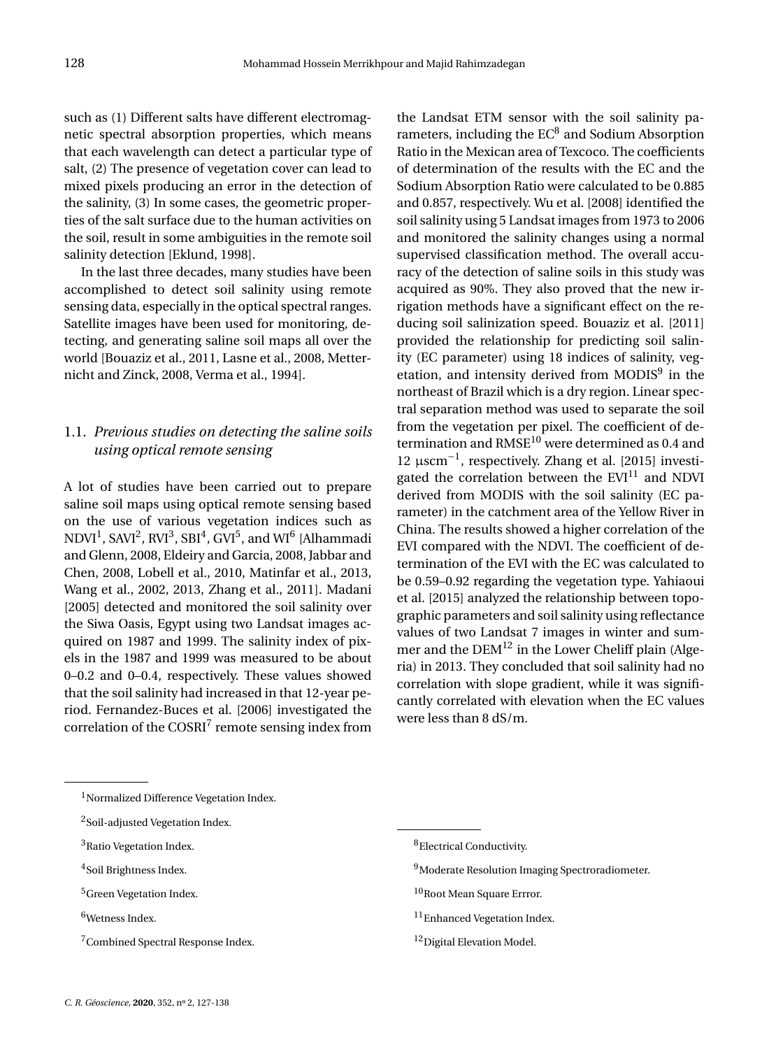such as (1) Different salts have different electromagnetic spectral absorption properties, which means that each wavelength can detect a particular type of salt, (2) The presence of vegetation cover can lead to mixed pixels producing an error in the detection of the salinity, (3) In some cases, the geometric properties of the salt surface due to the human activities on the soil, result in some ambiguities in the remote soil salinity detection [Eklund, 1998].

In the last three decades, many studies have been accomplished to detect soil salinity using remote sensing data, especially in the optical spectral ranges. Satellite images have been used for monitoring, detecting, and generating saline soil maps all over the world [Bouaziz et al., 2011, Lasne et al., 2008, Metternicht and Zinck, 2008, Verma et al., 1994].

### 1.1. *Previous studies on detecting the saline soils using optical remote sensing*

A lot of studies have been carried out to prepare saline soil maps using optical remote sensing based on the use of various vegetation indices such as NDVI[1], SAVI[2], RVI[3], SBI[4], GVI[5], and WI[6] [Alhammadi and Glenn, 2008, Eldeiry and Garcia, 2008, Jabbar and Chen, 2008, Lobell et al., 2010, Matinfar et al., 2013, Wang et al., 2002, 2013, Zhang et al., 2011]. Madani [2005] detected and monitored the soil salinity over the Siwa Oasis, Egypt using two Landsat images acquired on 1987 and 1999. The salinity index of pixels in the 1987 and 1999 was measured to be about 0–0.2 and 0–0.4, respectively. These values showed that the soil salinity had increased in that 12-year period. Fernandez-Buces et al. [2006] investigated the correlation of the COSRI[7] remote sensing index from the Landsat ETM sensor with the soil salinity parameters, including the EC[8] and Sodium Absorption Ratio in the Mexican area of Texcoco. The coefficients of determination of the results with the EC and the Sodium Absorption Ratio were calculated to be 0.885 and 0.857, respectively. Wu et al. [2008] identified the soil salinity using 5 Landsat images from 1973 to 2006 and monitored the salinity changes using a normal supervised classification method. The overall accuracy of the detection of saline soils in this study was acquired as 90%. They also proved that the new irrigation methods have a significant effect on the reducing soil salinization speed. Bouaziz et al. [2011] provided the relationship for predicting soil salinity (EC parameter) using 18 indices of salinity, vegetation, and intensity derived from MODIS[9] in the northeast of Brazil which is a dry region. Linear spectral separation method was used to separate the soil from the vegetation per pixel. The coefficient of determination and RMSE[10] were determined as 0.4 and 12 $\mu$scm$^{-1}$, respectively. Zhang et al. [2015] investigated the correlation between the EVI[11] and NDVI derived from MODIS with the soil salinity (EC parameter) in the catchment area of the Yellow River in China. The results showed a higher correlation of the EVI compared with the NDVI. The coefficient of determination of the EVI with the EC was calculated to be 0.59–0.92 regarding the vegetation type. Yahiaoui et al. [2015] analyzed the relationship between topographic parameters and soil salinity using reflectance values of two Landsat 7 images in winter and summer and the DEM[12] in the Lower Cheliff plain (Algeria) in 2013. They concluded that soil salinity had no correlation with slope gradient, while it was significantly correlated with elevation when the EC values were less than 8 dS/m.

---

[1] Normalized Difference Vegetation Index.

[2] Soil-adjusted Vegetation Index.

[3] Ratio Vegetation Index.

[4] Soil Brightness Index.

[5] Green Vegetation Index.

[6] Wetness Index.

[7] Combined Spectral Response Index.

[8] Electrical Conductivity.

[9] Moderate Resolution Imaging Spectroradiometer.

[10] Root Mean Square Errror.

[11] Enhanced Vegetation Index.

[12] Digital Elevation Model.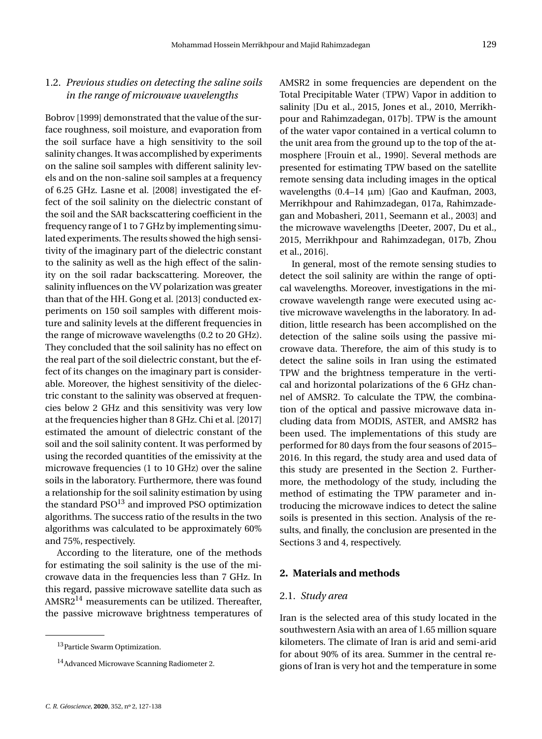### 1.2. *Previous studies on detecting the saline soils in the range of microwave wavelengths*

Bobrov [1999] demonstrated that the value of the surface roughness, soil moisture, and evaporation from the soil surface have a high sensitivity to the soil salinity changes. It was accomplished by experiments on the saline soil samples with different salinity levels and on the non-saline soil samples at a frequency of 6.25 GHz. Lasne et al. [2008] investigated the effect of the soil salinity on the dielectric constant of the soil and the SAR backscattering coefficient in the frequency range of 1 to 7 GHz by implementing simulated experiments. The results showed the high sensitivity of the imaginary part of the dielectric constant to the salinity as well as the high effect of the salinity on the soil radar backscattering. Moreover, the salinity influences on the VV polarization was greater than that of the HH. Gong et al. [2013] conducted experiments on 150 soil samples with different moisture and salinity levels at the different frequencies in the range of microwave wavelengths (0.2 to 20 GHz). They concluded that the soil salinity has no effect on the real part of the soil dielectric constant, but the effect of its changes on the imaginary part is considerable. Moreover, the highest sensitivity of the dielectric constant to the salinity was observed at frequencies below 2 GHz and this sensitivity was very low at the frequencies higher than 8 GHz. Chi et al. [2017] estimated the amount of dielectric constant of the soil and the soil salinity content. It was performed by using the recorded quantities of the emissivity at the microwave frequencies (1 to 10 GHz) over the saline soils in the laboratory. Furthermore, there was found a relationship for the soil salinity estimation by using the standard PSO[13] and improved PSO optimization algorithms. The success ratio of the results in the two algorithms was calculated to be approximately 60% and 75%, respectively.

According to the literature, one of the methods for estimating the soil salinity is the use of the microwave data in the frequencies less than 7 GHz. In this regard, passive microwave satellite data such as AMSR2[14] measurements can be utilized. Thereafter, the passive microwave brightness temperatures of AMSR2 in some frequencies are dependent on the Total Precipitable Water (TPW) Vapor in addition to salinity [Du et al., 2015, Jones et al., 2010, Merrikhpour and Rahimzadegan, 017b]. TPW is the amount of the water vapor contained in a vertical column to the unit area from the ground up to the top of the atmosphere [Frouin et al., 1990]. Several methods are presented for estimating TPW based on the satellite remote sensing data including images in the optical wavelengths (0.4–14 μm) [Gao and Kaufman, 2003, Merrikhpour and Rahimzadegan, 017a, Rahimzadegan and Mobasheri, 2011, Seemann et al., 2003] and the microwave wavelengths [Deeter, 2007, Du et al., 2015, Merrikhpour and Rahimzadegan, 017b, Zhou et al., 2016].

In general, most of the remote sensing studies to detect the soil salinity are within the range of optical wavelengths. Moreover, investigations in the microwave wavelength range were executed using active microwave wavelengths in the laboratory. In addition, little research has been accomplished on the detection of the saline soils using the passive microwave data. Therefore, the aim of this study is to detect the saline soils in Iran using the estimated TPW and the brightness temperature in the vertical and horizontal polarizations of the 6 GHz channel of AMSR2. To calculate the TPW, the combination of the optical and passive microwave data including data from MODIS, ASTER, and AMSR2 has been used. The implementations of this study are performed for 80 days from the four seasons of 2015–2016. In this regard, the study area and used data of this study are presented in the Section 2. Furthermore, the methodology of the study, including the method of estimating the TPW parameter and introducing the microwave indices to detect the saline soils is presented in this section. Analysis of the results, and finally, the conclusion are presented in the Sections 3 and 4, respectively.

## 2. Materials and methods

### 2.1. *Study area*

Iran is the selected area of this study located in the southwestern Asia with an area of 1.65 million square kilometers. The climate of Iran is arid and semi-arid for about 90% of its area. Summer in the central regions of Iran is very hot and the temperature in some

[13] Particle Swarm Optimization.

[14] Advanced Microwave Scanning Radiometer 2.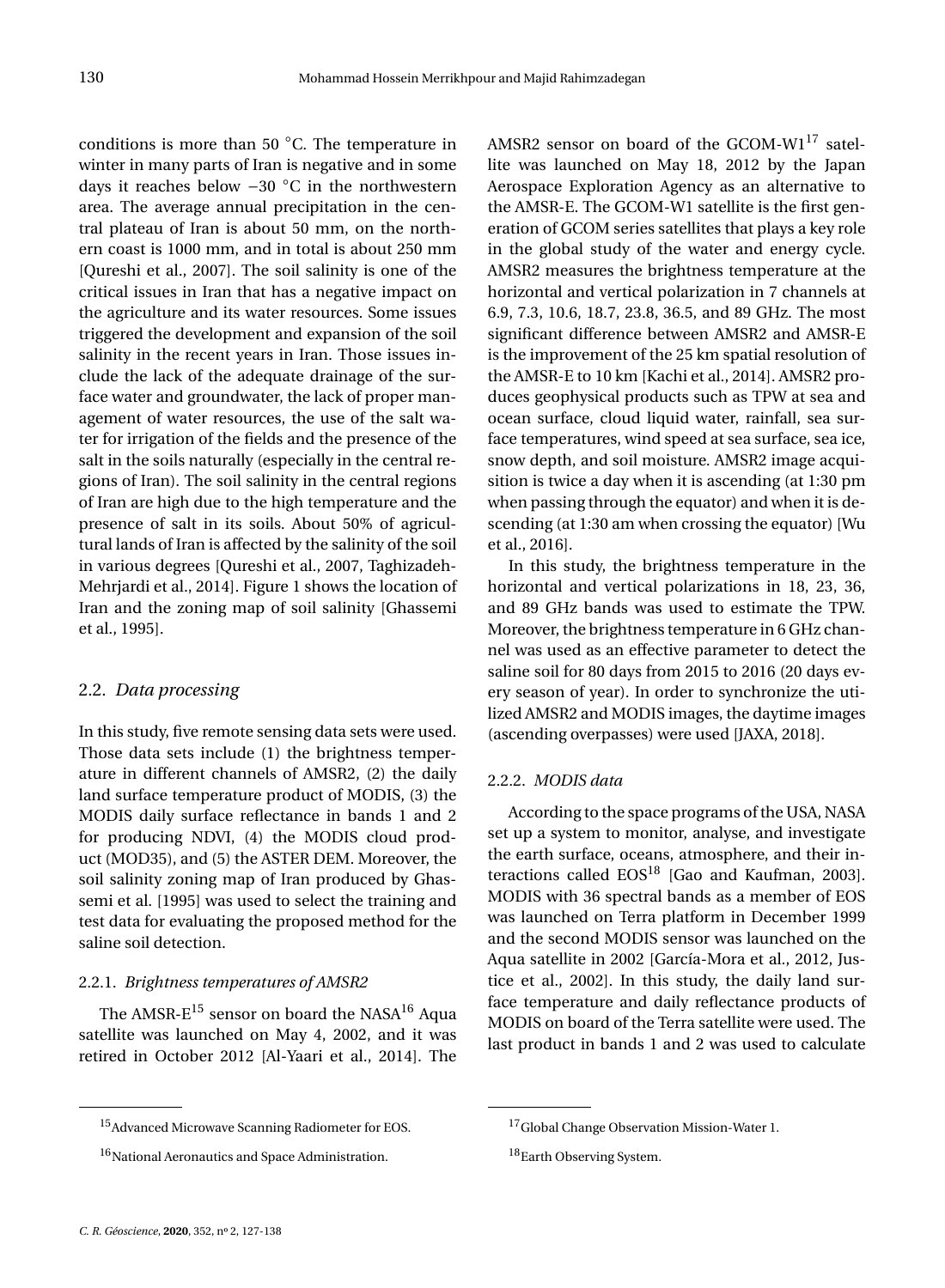conditions is more than 50 °C. The temperature in winter in many parts of Iran is negative and in some days it reaches below −30 °C in the northwestern area. The average annual precipitation in the central plateau of Iran is about 50 mm, on the northern coast is 1000 mm, and in total is about 250 mm [Qureshi et al., 2007]. The soil salinity is one of the critical issues in Iran that has a negative impact on the agriculture and its water resources. Some issues triggered the development and expansion of the soil salinity in the recent years in Iran. Those issues include the lack of the adequate drainage of the surface water and groundwater, the lack of proper management of water resources, the use of the salt water for irrigation of the fields and the presence of the salt in the soils naturally (especially in the central regions of Iran). The soil salinity in the central regions of Iran are high due to the high temperature and the presence of salt in its soils. About 50% of agricultural lands of Iran is affected by the salinity of the soil in various degrees [Qureshi et al., 2007, Taghizadeh-Mehrjardi et al., 2014]. Figure 1 shows the location of Iran and the zoning map of soil salinity [Ghassemi et al., 1995].

## 2.2. *Data processing*

In this study, five remote sensing data sets were used. Those data sets include (1) the brightness temperature in different channels of AMSR2, (2) the daily land surface temperature product of MODIS, (3) the MODIS daily surface reflectance in bands 1 and 2 for producing NDVI, (4) the MODIS cloud product (MOD35), and (5) the ASTER DEM. Moreover, the soil salinity zoning map of Iran produced by Ghassemi et al. [1995] was used to select the training and test data for evaluating the proposed method for the saline soil detection.

### 2.2.1. *Brightness temperatures of AMSR2*

The AMSR-E[15] sensor on board the NASA[16] Aqua satellite was launched on May 4, 2002, and it was retired in October 2012 [Al-Yaari et al., 2014]. The AMSR2 sensor on board of the GCOM-W1[17] satellite was launched on May 18, 2012 by the Japan Aerospace Exploration Agency as an alternative to the AMSR-E. The GCOM-W1 satellite is the first generation of GCOM series satellites that plays a key role in the global study of the water and energy cycle. AMSR2 measures the brightness temperature at the horizontal and vertical polarization in 7 channels at 6.9, 7.3, 10.6, 18.7, 23.8, 36.5, and 89 GHz. The most significant difference between AMSR2 and AMSR-E is the improvement of the 25 km spatial resolution of the AMSR-E to 10 km [Kachi et al., 2014]. AMSR2 produces geophysical products such as TPW at sea and ocean surface, cloud liquid water, rainfall, sea surface temperatures, wind speed at sea surface, sea ice, snow depth, and soil moisture. AMSR2 image acquisition is twice a day when it is ascending (at 1:30 pm when passing through the equator) and when it is descending (at 1:30 am when crossing the equator) [Wu et al., 2016].

In this study, the brightness temperature in the horizontal and vertical polarizations in 18, 23, 36, and 89 GHz bands was used to estimate the TPW. Moreover, the brightness temperature in 6 GHz channel was used as an effective parameter to detect the saline soil for 80 days from 2015 to 2016 (20 days every season of year). In order to synchronize the utilized AMSR2 and MODIS images, the daytime images (ascending overpasses) were used [JAXA, 2018].

### 2.2.2. *MODIS data*

According to the space programs of the USA, NASA set up a system to monitor, analyse, and investigate the earth surface, oceans, atmosphere, and their interactions called EOS[18] [Gao and Kaufman, 2003]. MODIS with 36 spectral bands as a member of EOS was launched on Terra platform in December 1999 and the second MODIS sensor was launched on the Aqua satellite in 2002 [García-Mora et al., 2012, Justice et al., 2002]. In this study, the daily land surface temperature and daily reflectance products of MODIS on board of the Terra satellite were used. The last product in bands 1 and 2 was used to calculate

[15] Advanced Microwave Scanning Radiometer for EOS.

[16] National Aeronautics and Space Administration.

[17] Global Change Observation Mission-Water 1.

[18] Earth Observing System.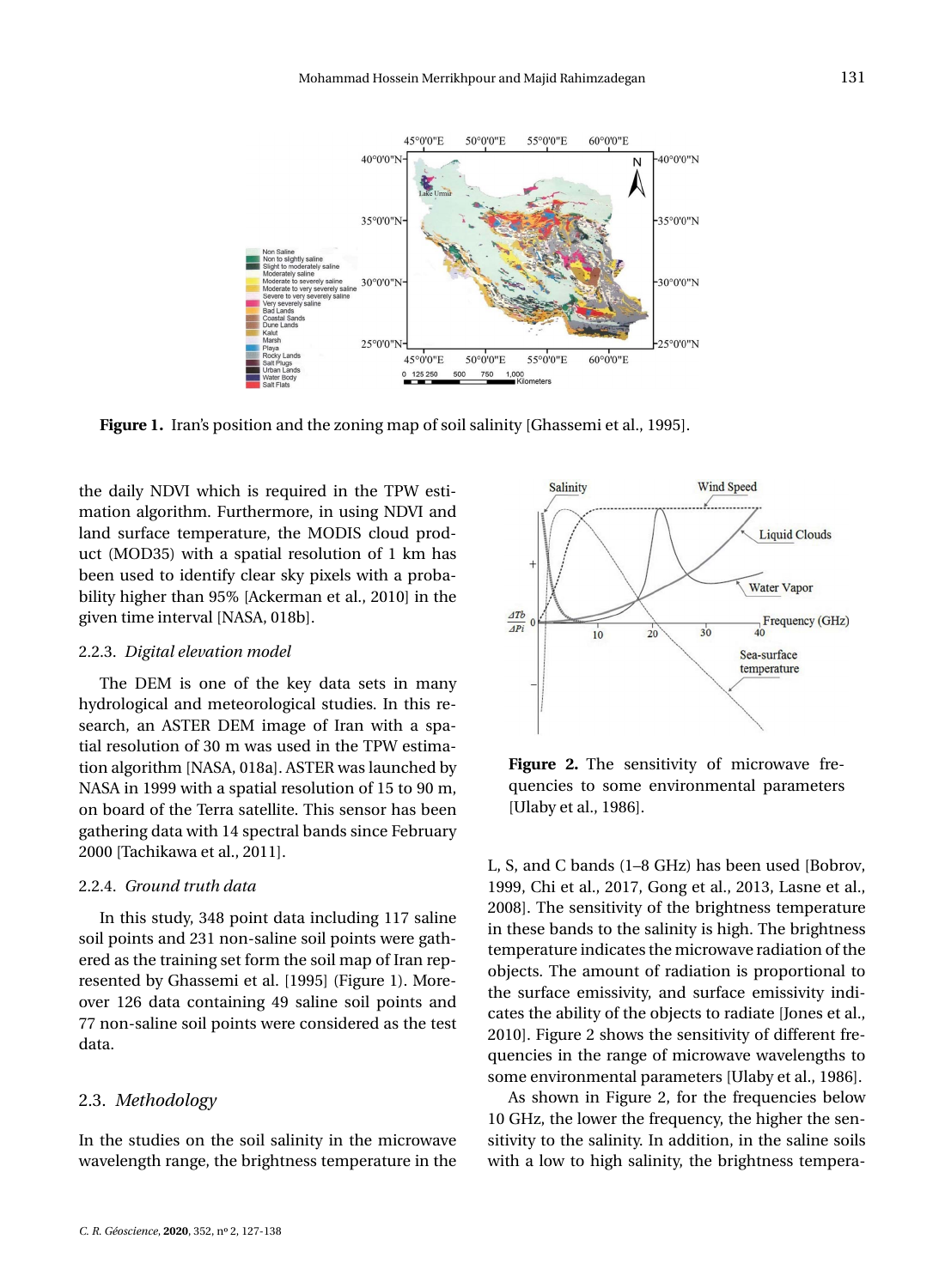Figure 1. Iran's position and the zoning map of soil salinity [Ghassemi et al., 1995].

the daily NDVI which is required in the TPW estimation algorithm. Furthermore, in using NDVI and land surface temperature, the MODIS cloud product (MOD35) with a spatial resolution of 1 km has been used to identify clear sky pixels with a probability higher than 95% [Ackerman et al., 2010] in the given time interval [NASA, 018b].

### 2.2.3. *Digital elevation model*

The DEM is one of the key data sets in many hydrological and meteorological studies. In this research, an ASTER DEM image of Iran with a spatial resolution of 30 m was used in the TPW estimation algorithm [NASA, 018a]. ASTER was launched by NASA in 1999 with a spatial resolution of 15 to 90 m, on board of the Terra satellite. This sensor has been gathering data with 14 spectral bands since February 2000 [Tachikawa et al., 2011].

### 2.2.4. *Ground truth data*

In this study, 348 point data including 117 saline soil points and 231 non-saline soil points were gathered as the training set form the soil map of Iran represented by Ghassemi et al. [1995] (Figure 1). Moreover 126 data containing 49 saline soil points and 77 non-saline soil points were considered as the test data.

## 2.3. *Methodology*

In the studies on the soil salinity in the microwave wavelength range, the brightness temperature in the L, S, and C bands (1–8 GHz) has been used [Bobrov, 1999, Chi et al., 2017, Gong et al., 2013, Lasne et al., 2008]. The sensitivity of the brightness temperature in these bands to the salinity is high. The brightness temperature indicates the microwave radiation of the objects. The amount of radiation is proportional to the surface emissivity, and surface emissivity indicates the ability of the objects to radiate [Jones et al., 2010]. Figure 2 shows the sensitivity of different frequencies in the range of microwave wavelengths to some environmental parameters [Ulaby et al., 1986].

Figure 2. The sensitivity of microwave frequencies to some environmental parameters [Ulaby et al., 1986].

As shown in Figure 2, for the frequencies below 10 GHz, the lower the frequency, the higher the sensitivity to the salinity. In addition, in the saline soils with a low to high salinity, the brightness tempera-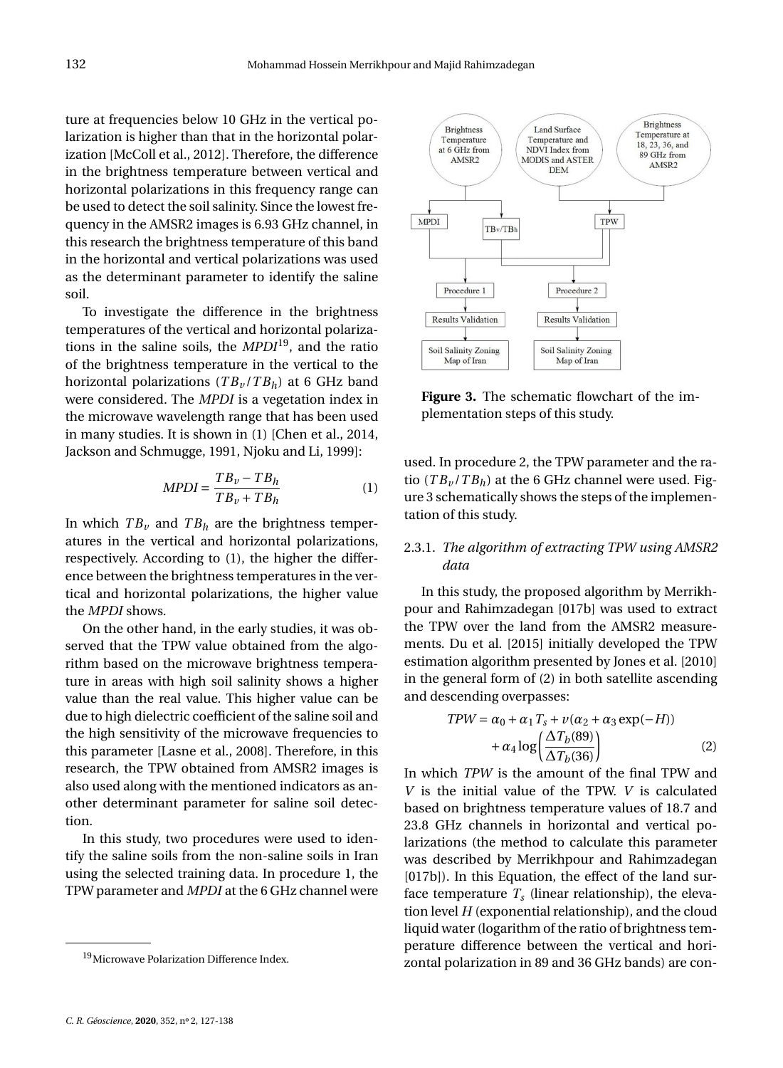ture at frequencies below 10 GHz in the vertical polarization is higher than that in the horizontal polarization [McColl et al., 2012]. Therefore, the difference in the brightness temperature between vertical and horizontal polarizations in this frequency range can be used to detect the soil salinity. Since the lowest frequency in the AMSR2 images is 6.93 GHz channel, in this research the brightness temperature of this band in the horizontal and vertical polarizations was used as the determinant parameter to identify the saline soil.

To investigate the difference in the brightness temperatures of the vertical and horizontal polarizations in the saline soils, the *MPDI*[19], and the ratio of the brightness temperature in the vertical to the horizontal polarizations ($TB_v/TB_h$) at 6 GHz band were considered. The *MPDI* is a vegetation index in the microwave wavelength range that has been used in many studies. It is shown in (1) [Chen et al., 2014, Jackson and Schmugge, 1991, Njoku and Li, 1999]:

$$MPDI = \frac{TB_v - TB_h}{TB_v + TB_h} \tag{1}$$

In which $TB_v$ and $TB_h$ are the brightness temperatures in the vertical and horizontal polarizations, respectively. According to (1), the higher the difference between the brightness temperatures in the vertical and horizontal polarizations, the higher value the *MPDI* shows.

On the other hand, in the early studies, it was observed that the TPW value obtained from the algorithm based on the microwave brightness temperature in areas with high soil salinity shows a higher value than the real value. This higher value can be due to high dielectric coefficient of the saline soil and the high sensitivity of the microwave frequencies to this parameter [Lasne et al., 2008]. Therefore, in this research, the TPW obtained from AMSR2 images is also used along with the mentioned indicators as another determinant parameter for saline soil detection.

In this study, two procedures were used to identify the saline soils from the non-saline soils in Iran using the selected training data. In procedure 1, the TPW parameter and *MPDI* at the 6 GHz channel were used. In procedure 2, the TPW parameter and the ratio ($TB_v/TB_h$) at the 6 GHz channel were used. Figure 3 schematically shows the steps of the implementation of this study.

[19] Microwave Polarization Difference Index.

**Figure 3.** The schematic flowchart of the implementation steps of this study.

### 2.3.1. *The algorithm of extracting TPW using AMSR2 data*

In this study, the proposed algorithm by Merrikhpour and Rahimzadegan [017b] was used to extract the TPW over the land from the AMSR2 measurements. Du et al. [2015] initially developed the TPW estimation algorithm presented by Jones et al. [2010] in the general form of (2) in both satellite ascending and descending overpasses:

$$TPW = \alpha_0 + \alpha_1 T_s + v(\alpha_2 + \alpha_3 \exp(-H)) + \alpha_4 \log\left(\frac{\Delta T_b(89)}{\Delta T_b(36)}\right) \tag{2}$$

In which *TPW* is the amount of the final TPW and $V$ is the initial value of the TPW. $V$ is calculated based on brightness temperature values of 18.7 and 23.8 GHz channels in horizontal and vertical polarizations (the method to calculate this parameter was described by Merrikhpour and Rahimzadegan [017b]). In this Equation, the effect of the land surface temperature $T_s$ (linear relationship), the elevation level $H$ (exponential relationship), and the cloud liquid water (logarithm of the ratio of brightness temperature difference between the vertical and horizontal polarization in 89 and 36 GHz bands) are con-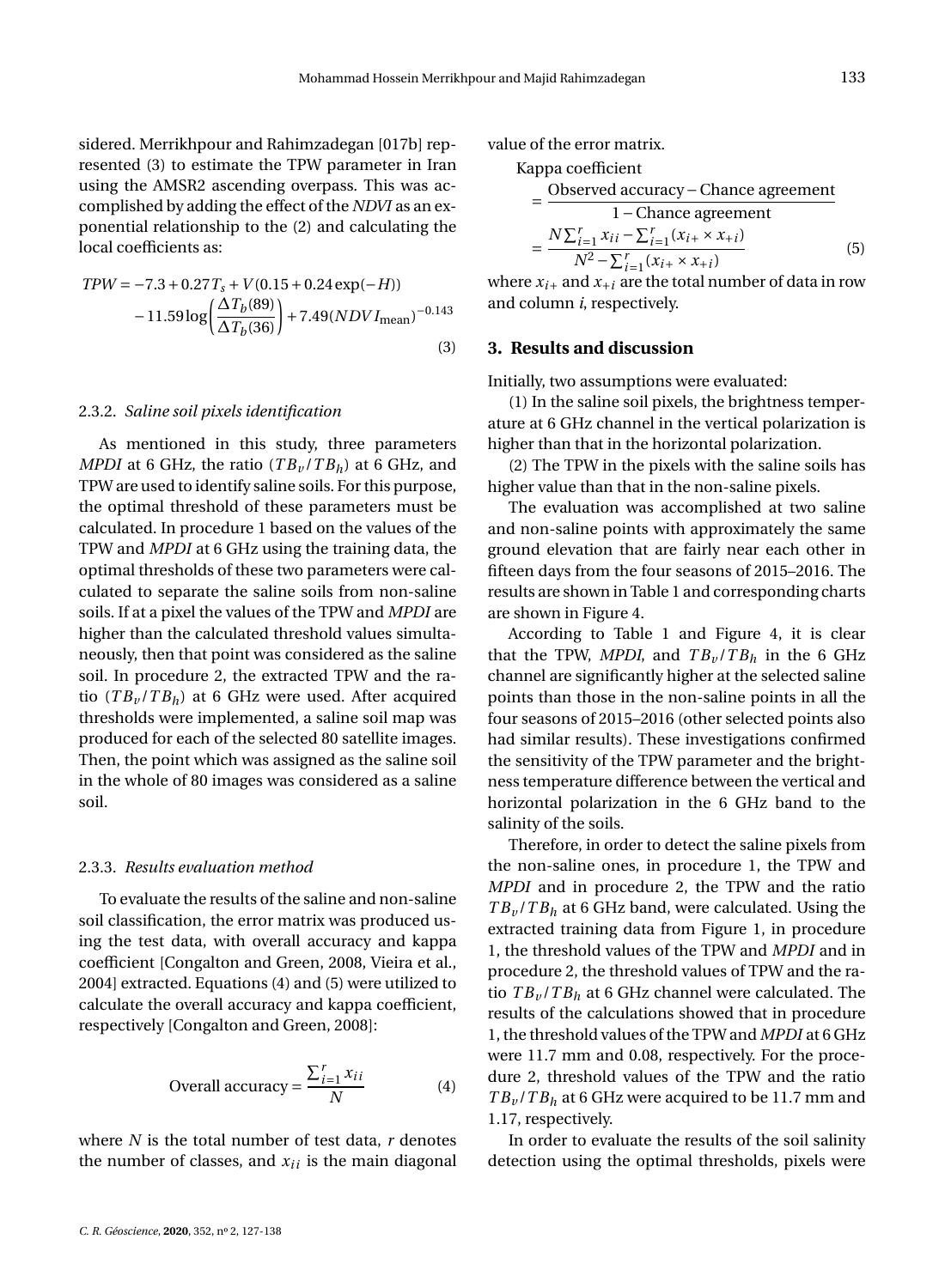sidered. Merrikhpour and Rahimzadegan [017b] represented (3) to estimate the TPW parameter in Iran using the AMSR2 ascending overpass. This was accomplished by adding the effect of the *NDVI* as an exponential relationship to the (2) and calculating the local coefficients as:

$$TPW = -7.3 + 0.27T_s + V(0.15 + 0.24\exp(-H)) - 11.59\log\left(\frac{\Delta T_b(89)}{\Delta T_b(36)}\right) + 7.49(NDVI_{\text{mean}})^{-0.143} \quad (3)$$

#### 2.3.2. *Saline soil pixels identification*

As mentioned in this study, three parameters *MPDI* at 6 GHz, the ratio $(TB_v/TB_h)$ at 6 GHz, and TPW are used to identify saline soils. For this purpose, the optimal threshold of these parameters must be calculated. In procedure 1 based on the values of the TPW and *MPDI* at 6 GHz using the training data, the optimal thresholds of these two parameters were calculated to separate the saline soils from non-saline soils. If at a pixel the values of the TPW and *MPDI* are higher than the calculated threshold values simultaneously, then that point was considered as the saline soil. In procedure 2, the extracted TPW and the ratio $(TB_v/TB_h)$ at 6 GHz were used. After acquired thresholds were implemented, a saline soil map was produced for each of the selected 80 satellite images. Then, the point which was assigned as the saline soil in the whole of 80 images was considered as a saline soil.

#### 2.3.3. *Results evaluation method*

To evaluate the results of the saline and non-saline soil classification, the error matrix was produced using the test data, with overall accuracy and kappa coefficient [Congalton and Green, 2008, Vieira et al., 2004] extracted. Equations (4) and (5) were utilized to calculate the overall accuracy and kappa coefficient, respectively [Congalton and Green, 2008]:

$$\text{Overall accuracy} = \frac{\sum_{i=1}^{r} x_{ii}}{N} \quad (4)$$

where $N$ is the total number of test data, $r$ denotes the number of classes, and $x_{ii}$ is the main diagonal value of the error matrix.

$$\begin{aligned}\text{Kappa coefficient} &= \frac{\text{Observed accuracy} - \text{Chance agreement}}{1 - \text{Chance agreement}} \\ &= \frac{N\sum_{i=1}^{r} x_{ii} - \sum_{i=1}^{r}(x_{i+} \times x_{+i})}{N^2 - \sum_{i=1}^{r}(x_{i+} \times x_{+i})}\end{aligned} \quad (5)$$

where $x_{i+}$ and $x_{+i}$ are the total number of data in row and column $i$, respectively.

## 3. Results and discussion

Initially, two assumptions were evaluated:

(1) In the saline soil pixels, the brightness temperature at 6 GHz channel in the vertical polarization is higher than that in the horizontal polarization.

(2) The TPW in the pixels with the saline soils has higher value than that in the non-saline pixels.

The evaluation was accomplished at two saline and non-saline points with approximately the same ground elevation that are fairly near each other in fifteen days from the four seasons of 2015–2016. The results are shown in Table 1 and corresponding charts are shown in Figure 4.

According to Table 1 and Figure 4, it is clear that the TPW, *MPDI*, and $TB_v/TB_h$ in the 6 GHz channel are significantly higher at the selected saline points than those in the non-saline points in all the four seasons of 2015–2016 (other selected points also had similar results). These investigations confirmed the sensitivity of the TPW parameter and the brightness temperature difference between the vertical and horizontal polarization in the 6 GHz band to the salinity of the soils.

Therefore, in order to detect the saline pixels from the non-saline ones, in procedure 1, the TPW and *MPDI* and in procedure 2, the TPW and the ratio $TB_v/TB_h$ at 6 GHz band, were calculated. Using the extracted training data from Figure 1, in procedure 1, the threshold values of the TPW and *MPDI* and in procedure 2, the threshold values of TPW and the ratio $TB_v/TB_h$ at 6 GHz channel were calculated. The results of the calculations showed that in procedure 1, the threshold values of the TPW and *MPDI* at 6 GHz were 11.7 mm and 0.08, respectively. For the procedure 2, threshold values of the TPW and the ratio $TB_v/TB_h$ at 6 GHz were acquired to be 11.7 mm and 1.17, respectively.

In order to evaluate the results of the soil salinity detection using the optimal thresholds, pixels were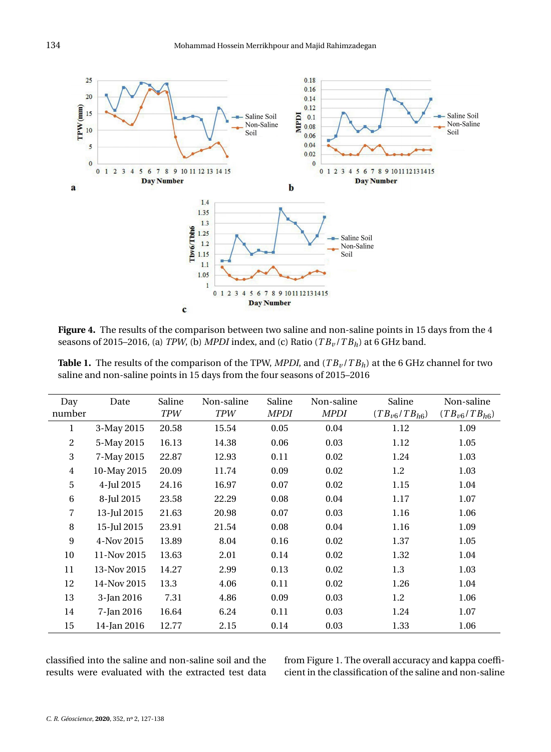**Figure 4.** The results of the comparison between two saline and non-saline points in 15 days from the 4 seasons of 2015–2016, (a) *TPW*, (b) *MPDI* index, and (c) Ratio ($TB_v/TB_h$) at 6 GHz band.

**Table 1.** The results of the comparison of the TPW, *MPDI*, and ($TB_v/TB_h$) at the 6 GHz channel for two saline and non-saline points in 15 days from the four seasons of 2015–2016

| Day number | Date | Saline *TPW* | Non-saline *TPW* | Saline *MPDI* | Non-saline *MPDI* | Saline ($TB_{v6}/TB_{h6}$) | Non-saline ($TB_{v6}/TB_{h6}$) |
|---|---|---|---|---|---|---|---|
| 1 | 3-May 2015 | 20.58 | 15.54 | 0.05 | 0.04 | 1.12 | 1.09 |
| 2 | 5-May 2015 | 16.13 | 14.38 | 0.06 | 0.03 | 1.12 | 1.05 |
| 3 | 7-May 2015 | 22.87 | 12.93 | 0.11 | 0.02 | 1.24 | 1.03 |
| 4 | 10-May 2015 | 20.09 | 11.74 | 0.09 | 0.02 | 1.2 | 1.03 |
| 5 | 4-Jul 2015 | 24.16 | 16.97 | 0.07 | 0.02 | 1.15 | 1.04 |
| 6 | 8-Jul 2015 | 23.58 | 22.29 | 0.08 | 0.04 | 1.17 | 1.07 |
| 7 | 13-Jul 2015 | 21.63 | 20.98 | 0.07 | 0.03 | 1.16 | 1.06 |
| 8 | 15-Jul 2015 | 23.91 | 21.54 | 0.08 | 0.04 | 1.16 | 1.09 |
| 9 | 4-Nov 2015 | 13.89 | 8.04 | 0.16 | 0.02 | 1.37 | 1.05 |
| 10 | 11-Nov 2015 | 13.63 | 2.01 | 0.14 | 0.02 | 1.32 | 1.04 |
| 11 | 13-Nov 2015 | 14.27 | 2.99 | 0.13 | 0.02 | 1.3 | 1.03 |
| 12 | 14-Nov 2015 | 13.3 | 4.06 | 0.11 | 0.02 | 1.26 | 1.04 |
| 13 | 3-Jan 2016 | 7.31 | 4.86 | 0.09 | 0.03 | 1.2 | 1.06 |
| 14 | 7-Jan 2016 | 16.64 | 6.24 | 0.11 | 0.03 | 1.24 | 1.07 |
| 15 | 14-Jan 2016 | 12.77 | 2.15 | 0.14 | 0.03 | 1.33 | 1.06 |

classified into the saline and non-saline soil and the results were evaluated with the extracted test data from Figure 1. The overall accuracy and kappa coefficient in the classification of the saline and non-saline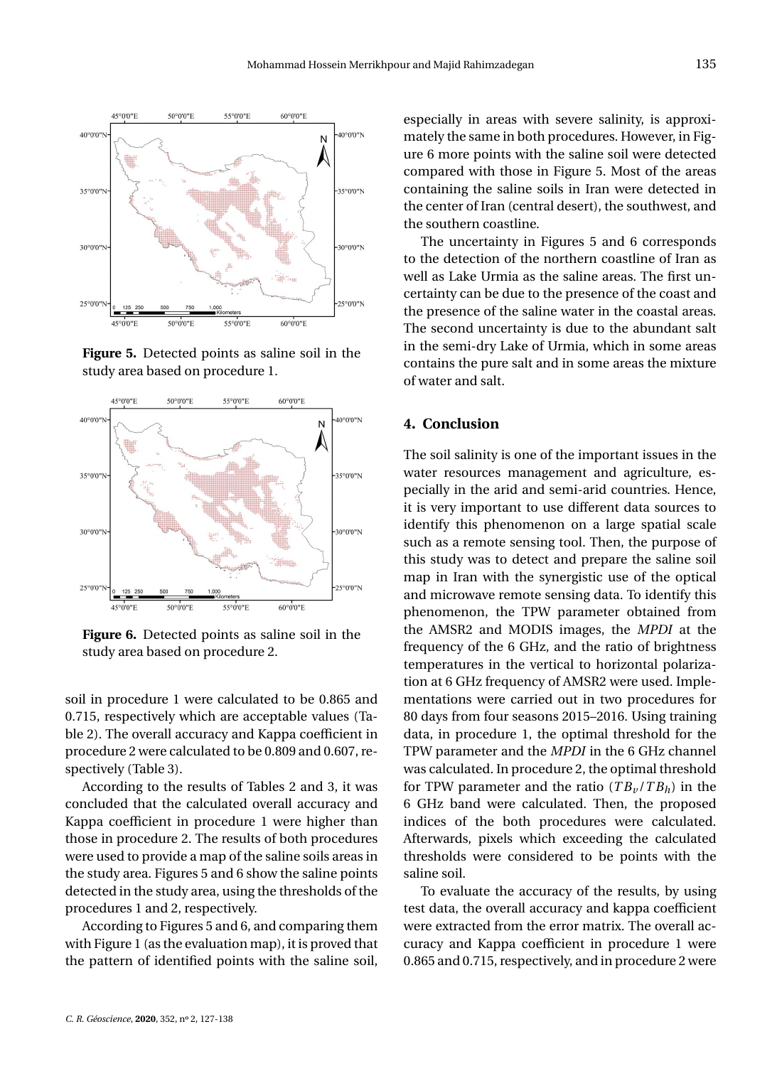**Figure 5.** Detected points as saline soil in the study area based on procedure 1.

**Figure 6.** Detected points as saline soil in the study area based on procedure 2.

soil in procedure 1 were calculated to be 0.865 and 0.715, respectively which are acceptable values (Table 2). The overall accuracy and Kappa coefficient in procedure 2 were calculated to be 0.809 and 0.607, respectively (Table 3).

According to the results of Tables 2 and 3, it was concluded that the calculated overall accuracy and Kappa coefficient in procedure 1 were higher than those in procedure 2. The results of both procedures were used to provide a map of the saline soils areas in the study area. Figures 5 and 6 show the saline points detected in the study area, using the thresholds of the procedures 1 and 2, respectively.

According to Figures 5 and 6, and comparing them with Figure 1 (as the evaluation map), it is proved that the pattern of identified points with the saline soil, especially in areas with severe salinity, is approximately the same in both procedures. However, in Figure 6 more points with the saline soil were detected compared with those in Figure 5. Most of the areas containing the saline soils in Iran were detected in the center of Iran (central desert), the southwest, and the southern coastline.

The uncertainty in Figures 5 and 6 corresponds to the detection of the northern coastline of Iran as well as Lake Urmia as the saline areas. The first uncertainty can be due to the presence of the coast and the presence of the saline water in the coastal areas. The second uncertainty is due to the abundant salt in the semi-dry Lake of Urmia, which in some areas contains the pure salt and in some areas the mixture of water and salt.

## 4. Conclusion

The soil salinity is one of the important issues in the water resources management and agriculture, especially in the arid and semi-arid countries. Hence, it is very important to use different data sources to identify this phenomenon on a large spatial scale such as a remote sensing tool. Then, the purpose of this study was to detect and prepare the saline soil map in Iran with the synergistic use of the optical and microwave remote sensing data. To identify this phenomenon, the TPW parameter obtained from the AMSR2 and MODIS images, the *MPDI* at the frequency of the 6 GHz, and the ratio of brightness temperatures in the vertical to horizontal polarization at 6 GHz frequency of AMSR2 were used. Implementations were carried out in two procedures for 80 days from four seasons 2015–2016. Using training data, in procedure 1, the optimal threshold for the TPW parameter and the *MPDI* in the 6 GHz channel was calculated. In procedure 2, the optimal threshold for TPW parameter and the ratio ($TB_v/TB_h$) in the 6 GHz band were calculated. Then, the proposed indices of the both procedures were calculated. Afterwards, pixels which exceeding the calculated thresholds were considered to be points with the saline soil.

To evaluate the accuracy of the results, by using test data, the overall accuracy and kappa coefficient were extracted from the error matrix. The overall accuracy and Kappa coefficient in procedure 1 were 0.865 and 0.715, respectively, and in procedure 2 were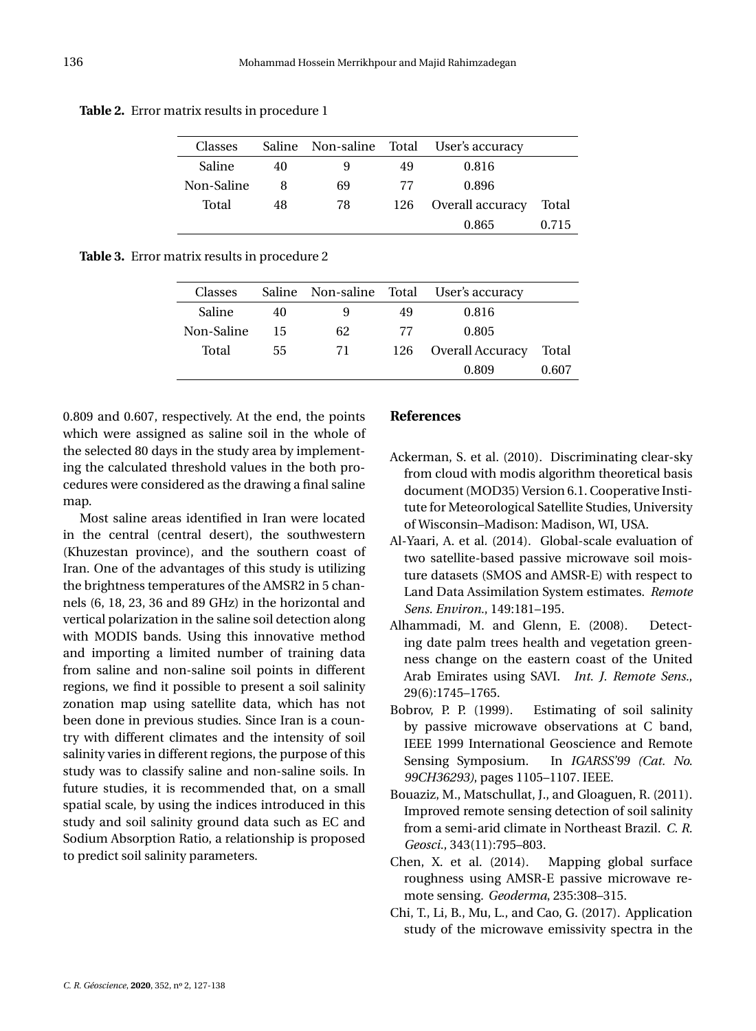**Table 2.** Error matrix results in procedure 1

| Classes | Saline | Non-saline | Total | User's accuracy | |
|---|---|---|---|---|---|
| Saline | 40 | 9 | 49 | 0.816 | |
| Non-Saline | 8 | 69 | 77 | 0.896 | |
| Total | 48 | 78 | 126 | Overall accuracy | Total |
| | | | | 0.865 | 0.715 |

**Table 3.** Error matrix results in procedure 2

| Classes | Saline | Non-saline | Total | User's accuracy | |
|---|---|---|---|---|---|
| Saline | 40 | 9 | 49 | 0.816 | |
| Non-Saline | 15 | 62 | 77 | 0.805 | |
| Total | 55 | 71 | 126 | Overall Accuracy | Total |
| | | | | 0.809 | 0.607 |

0.809 and 0.607, respectively. At the end, the points which were assigned as saline soil in the whole of the selected 80 days in the study area by implementing the calculated threshold values in the both procedures were considered as the drawing a final saline map.

Most saline areas identified in Iran were located in the central (central desert), the southwestern (Khuzestan province), and the southern coast of Iran. One of the advantages of this study is utilizing the brightness temperatures of the AMSR2 in 5 channels (6, 18, 23, 36 and 89 GHz) in the horizontal and vertical polarization in the saline soil detection along with MODIS bands. Using this innovative method and importing a limited number of training data from saline and non-saline soil points in different regions, we find it possible to present a soil salinity zonation map using satellite data, which has not been done in previous studies. Since Iran is a country with different climates and the intensity of soil salinity varies in different regions, the purpose of this study was to classify saline and non-saline soils. In future studies, it is recommended that, on a small spatial scale, by using the indices introduced in this study and soil salinity ground data such as EC and Sodium Absorption Ratio, a relationship is proposed to predict soil salinity parameters.

## References

Ackerman, S. et al. (2010). Discriminating clear-sky from cloud with modis algorithm theoretical basis document (MOD35) Version 6.1. Cooperative Institute for Meteorological Satellite Studies, University of Wisconsin–Madison: Madison, WI, USA.

Al-Yaari, A. et al. (2014). Global-scale evaluation of two satellite-based passive microwave soil moisture datasets (SMOS and AMSR-E) with respect to Land Data Assimilation System estimates. *Remote Sens. Environ.*, 149:181–195.

Alhammadi, M. and Glenn, E. (2008). Detecting date palm trees health and vegetation greenness change on the eastern coast of the United Arab Emirates using SAVI. *Int. J. Remote Sens.*, 29(6):1745–1765.

Bobrov, P. P. (1999). Estimating of soil salinity by passive microwave observations at C band, IEEE 1999 International Geoscience and Remote Sensing Symposium. In *IGARSS'99 (Cat. No. 99CH36293)*, pages 1105–1107. IEEE.

Bouaziz, M., Matschullat, J., and Gloaguen, R. (2011). Improved remote sensing detection of soil salinity from a semi-arid climate in Northeast Brazil. *C. R. Geosci.*, 343(11):795–803.

Chen, X. et al. (2014). Mapping global surface roughness using AMSR-E passive microwave remote sensing. *Geoderma*, 235:308–315.

Chi, T., Li, B., Mu, L., and Cao, G. (2017). Application study of the microwave emissivity spectra in the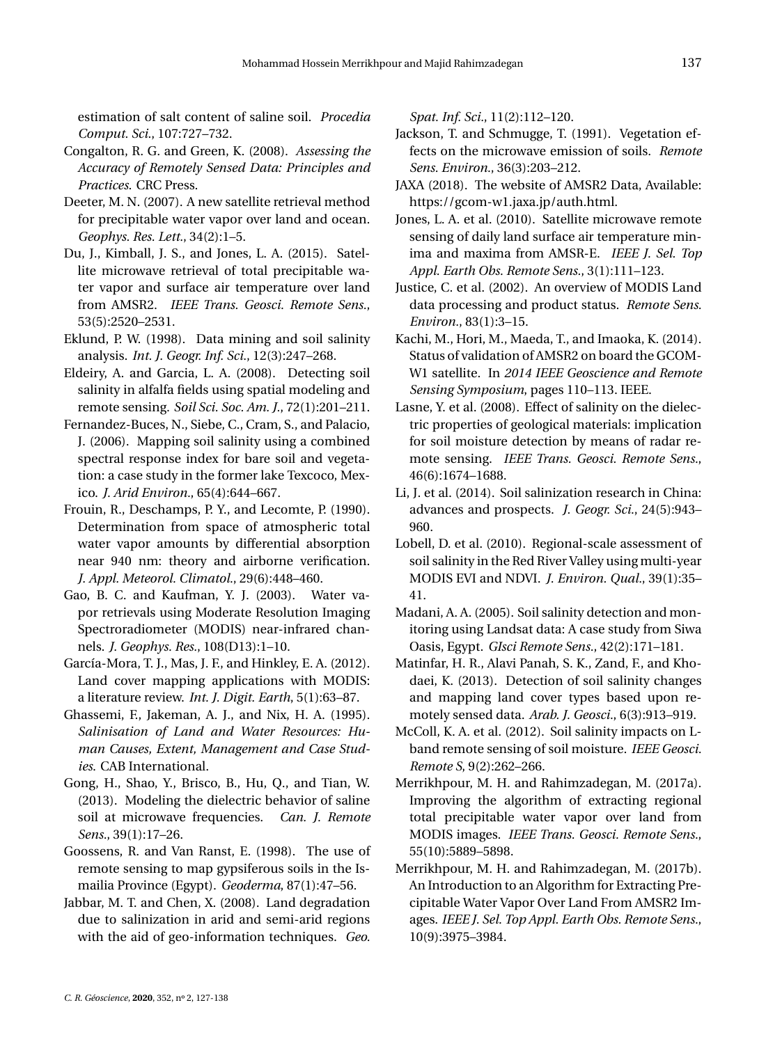estimation of salt content of saline soil. *Procedia Comput. Sci.*, 107:727–732.

Congalton, R. G. and Green, K. (2008). *Assessing the Accuracy of Remotely Sensed Data: Principles and Practices*. CRC Press.

Deeter, M. N. (2007). A new satellite retrieval method for precipitable water vapor over land and ocean. *Geophys. Res. Lett.*, 34(2):1–5.

Du, J., Kimball, J. S., and Jones, L. A. (2015). Satellite microwave retrieval of total precipitable water vapor and surface air temperature over land from AMSR2. *IEEE Trans. Geosci. Remote Sens.*, 53(5):2520–2531.

Eklund, P. W. (1998). Data mining and soil salinity analysis. *Int. J. Geogr. Inf. Sci.*, 12(3):247–268.

Eldeiry, A. and Garcia, L. A. (2008). Detecting soil salinity in alfalfa fields using spatial modeling and remote sensing. *Soil Sci. Soc. Am. J.*, 72(1):201–211.

Fernandez-Buces, N., Siebe, C., Cram, S., and Palacio, J. (2006). Mapping soil salinity using a combined spectral response index for bare soil and vegetation: a case study in the former lake Texcoco, Mexico. *J. Arid Environ.*, 65(4):644–667.

Frouin, R., Deschamps, P. Y., and Lecomte, P. (1990). Determination from space of atmospheric total water vapor amounts by differential absorption near 940 nm: theory and airborne verification. *J. Appl. Meteorol. Climatol.*, 29(6):448–460.

Gao, B. C. and Kaufman, Y. J. (2003). Water vapor retrievals using Moderate Resolution Imaging Spectroradiometer (MODIS) near-infrared channels. *J. Geophys. Res.*, 108(D13):1–10.

García-Mora, T. J., Mas, J. F., and Hinkley, E. A. (2012). Land cover mapping applications with MODIS: a literature review. *Int. J. Digit. Earth*, 5(1):63–87.

Ghassemi, F., Jakeman, A. J., and Nix, H. A. (1995). *Salinisation of Land and Water Resources: Human Causes, Extent, Management and Case Studies*. CAB International.

Gong, H., Shao, Y., Brisco, B., Hu, Q., and Tian, W. (2013). Modeling the dielectric behavior of saline soil at microwave frequencies. *Can. J. Remote Sens.*, 39(1):17–26.

Goossens, R. and Van Ranst, E. (1998). The use of remote sensing to map gypsiferous soils in the Ismailia Province (Egypt). *Geoderma*, 87(1):47–56.

Jabbar, M. T. and Chen, X. (2008). Land degradation due to salinization in arid and semi-arid regions with the aid of geo-information techniques. *Geo. Spat. Inf. Sci.*, 11(2):112–120.

Jackson, T. and Schmugge, T. (1991). Vegetation effects on the microwave emission of soils. *Remote Sens. Environ.*, 36(3):203–212.

JAXA (2018). The website of AMSR2 Data, Available: https://gcom-w1.jaxa.jp/auth.html.

Jones, L. A. et al. (2010). Satellite microwave remote sensing of daily land surface air temperature minima and maxima from AMSR-E. *IEEE J. Sel. Top Appl. Earth Obs. Remote Sens.*, 3(1):111–123.

Justice, C. et al. (2002). An overview of MODIS Land data processing and product status. *Remote Sens. Environ.*, 83(1):3–15.

Kachi, M., Hori, M., Maeda, T., and Imaoka, K. (2014). Status of validation of AMSR2 on board the GCOM-W1 satellite. In *2014 IEEE Geoscience and Remote Sensing Symposium*, pages 110–113. IEEE.

Lasne, Y. et al. (2008). Effect of salinity on the dielectric properties of geological materials: implication for soil moisture detection by means of radar remote sensing. *IEEE Trans. Geosci. Remote Sens.*, 46(6):1674–1688.

Li, J. et al. (2014). Soil salinization research in China: advances and prospects. *J. Geogr. Sci.*, 24(5):943–960.

Lobell, D. et al. (2010). Regional-scale assessment of soil salinity in the Red River Valley using multi-year MODIS EVI and NDVI. *J. Environ. Qual.*, 39(1):35–41.

Madani, A. A. (2005). Soil salinity detection and monitoring using Landsat data: A case study from Siwa Oasis, Egypt. *GIsci Remote Sens.*, 42(2):171–181.

Matinfar, H. R., Alavi Panah, S. K., Zand, F., and Khodaei, K. (2013). Detection of soil salinity changes and mapping land cover types based upon remotely sensed data. *Arab. J. Geosci.*, 6(3):913–919.

McColl, K. A. et al. (2012). Soil salinity impacts on L-band remote sensing of soil moisture. *IEEE Geosci. Remote S*, 9(2):262–266.

Merrikhpour, M. H. and Rahimzadegan, M. (2017a). Improving the algorithm of extracting regional total precipitable water vapor over land from MODIS images. *IEEE Trans. Geosci. Remote Sens.*, 55(10):5889–5898.

Merrikhpour, M. H. and Rahimzadegan, M. (2017b). An Introduction to an Algorithm for Extracting Precipitable Water Vapor Over Land From AMSR2 Images. *IEEE J. Sel. Top Appl. Earth Obs. Remote Sens.*, 10(9):3975–3984.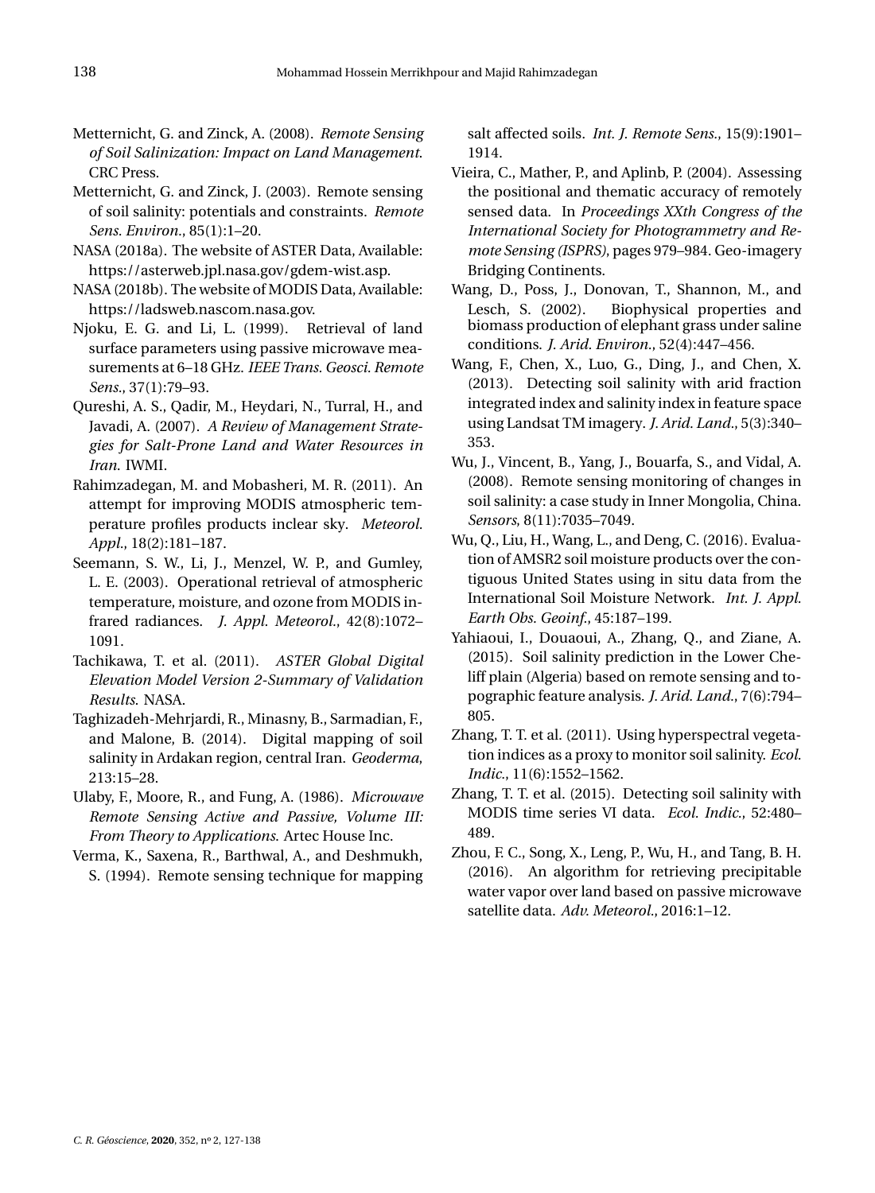Metternicht, G. and Zinck, A. (2008). *Remote Sensing of Soil Salinization: Impact on Land Management*. CRC Press.

Metternicht, G. and Zinck, J. (2003). Remote sensing of soil salinity: potentials and constraints. *Remote Sens. Environ.*, 85(1):1–20.

NASA (2018a). The website of ASTER Data, Available: https://asterweb.jpl.nasa.gov/gdem-wist.asp.

NASA (2018b). The website of MODIS Data, Available: https://ladsweb.nascom.nasa.gov.

Njoku, E. G. and Li, L. (1999). Retrieval of land surface parameters using passive microwave measurements at 6–18 GHz. *IEEE Trans. Geosci. Remote Sens.*, 37(1):79–93.

Qureshi, A. S., Qadir, M., Heydari, N., Turral, H., and Javadi, A. (2007). *A Review of Management Strategies for Salt-Prone Land and Water Resources in Iran*. IWMI.

Rahimzadegan, M. and Mobasheri, M. R. (2011). An attempt for improving MODIS atmospheric temperature profiles products inclear sky. *Meteorol. Appl.*, 18(2):181–187.

Seemann, S. W., Li, J., Menzel, W. P., and Gumley, L. E. (2003). Operational retrieval of atmospheric temperature, moisture, and ozone from MODIS infrared radiances. *J. Appl. Meteorol.*, 42(8):1072–1091.

Tachikawa, T. et al. (2011). *ASTER Global Digital Elevation Model Version 2-Summary of Validation Results*. NASA.

Taghizadeh-Mehrjardi, R., Minasny, B., Sarmadian, F., and Malone, B. (2014). Digital mapping of soil salinity in Ardakan region, central Iran. *Geoderma*, 213:15–28.

Ulaby, F., Moore, R., and Fung, A. (1986). *Microwave Remote Sensing Active and Passive, Volume III: From Theory to Applications*. Artec House Inc.

Verma, K., Saxena, R., Barthwal, A., and Deshmukh, S. (1994). Remote sensing technique for mapping salt affected soils. *Int. J. Remote Sens.*, 15(9):1901–1914.

Vieira, C., Mather, P., and Aplinb, P. (2004). Assessing the positional and thematic accuracy of remotely sensed data. In *Proceedings XXth Congress of the International Society for Photogrammetry and Remote Sensing (ISPRS)*, pages 979–984. Geo-imagery Bridging Continents.

Wang, D., Poss, J., Donovan, T., Shannon, M., and Lesch, S. (2002). Biophysical properties and biomass production of elephant grass under saline conditions. *J. Arid. Environ.*, 52(4):447–456.

Wang, F., Chen, X., Luo, G., Ding, J., and Chen, X. (2013). Detecting soil salinity with arid fraction integrated index and salinity index in feature space using Landsat TM imagery. *J. Arid. Land.*, 5(3):340–353.

Wu, J., Vincent, B., Yang, J., Bouarfa, S., and Vidal, A. (2008). Remote sensing monitoring of changes in soil salinity: a case study in Inner Mongolia, China. *Sensors*, 8(11):7035–7049.

Wu, Q., Liu, H., Wang, L., and Deng, C. (2016). Evaluation of AMSR2 soil moisture products over the contiguous United States using in situ data from the International Soil Moisture Network. *Int. J. Appl. Earth Obs. Geoinf.*, 45:187–199.

Yahiaoui, I., Douaoui, A., Zhang, Q., and Ziane, A. (2015). Soil salinity prediction in the Lower Cheliff plain (Algeria) based on remote sensing and topographic feature analysis. *J. Arid. Land.*, 7(6):794–805.

Zhang, T. T. et al. (2011). Using hyperspectral vegetation indices as a proxy to monitor soil salinity. *Ecol. Indic.*, 11(6):1552–1562.

Zhang, T. T. et al. (2015). Detecting soil salinity with MODIS time series VI data. *Ecol. Indic.*, 52:480–489.

Zhou, F. C., Song, X., Leng, P., Wu, H., and Tang, B. H. (2016). An algorithm for retrieving precipitable water vapor over land based on passive microwave satellite data. *Adv. Meteorol.*, 2016:1–12.